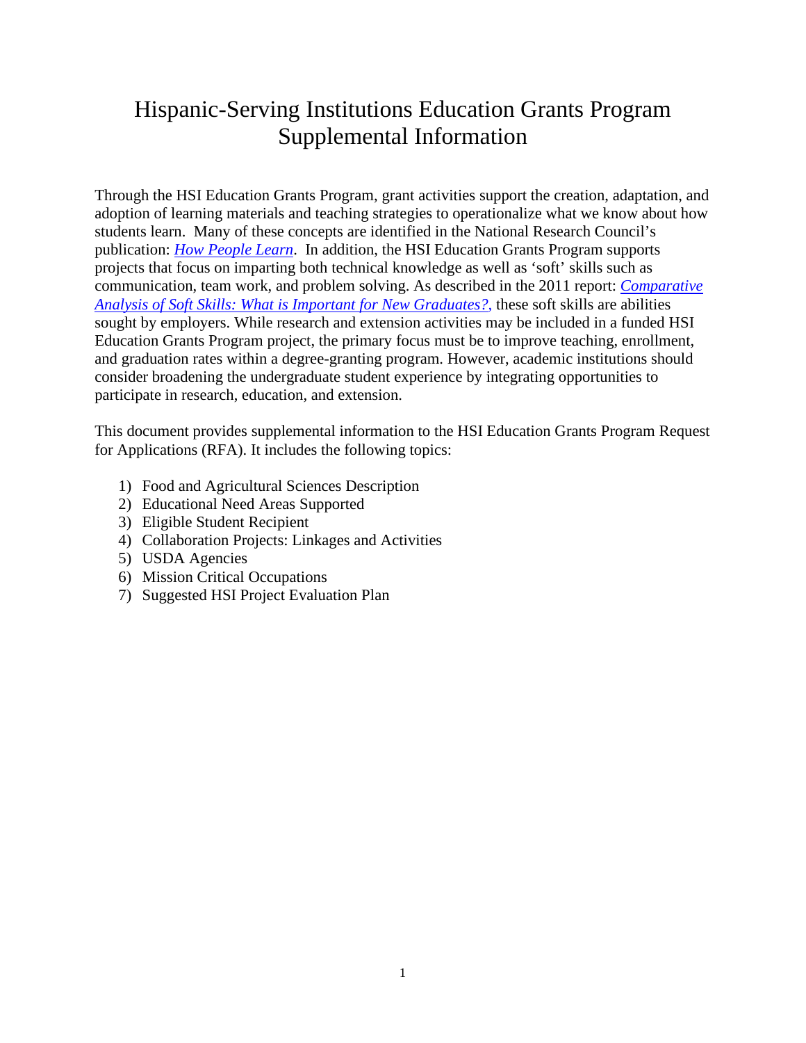# Hispanic-Serving Institutions Education Grants Program Supplemental Information

Through the HSI Education Grants Program, grant activities support the creation, adaptation, and adoption of learning materials and teaching strategies to operationalize what we know about how students learn. Many of these concepts are identified in the National Research Council's publication: *How People Learn*. In addition, the HSI Education Grants Program supports projects that focus on imparting both technical knowledge as well as 'soft' skills such as communication, team work, and problem solving. As described in the 2011 report: *Comparative Analysis of Soft Skills: What is Important for New Graduates?,* these soft skills are abilities sought by employers. While research and extension activities may be included in a funded HSI Education Grants Program project, the primary focus must be to improve teaching, enrollment, and graduation rates within a degree-granting program. However, academic institutions should consider broadening the undergraduate student experience by integrating opportunities to participate in research, education, and extension.

This document provides supplemental information to the HSI Education Grants Program Request for Applications (RFA). It includes the following topics:

1) Food and Agricultural Sciences Description
2) Educational Need Areas Supported
3) Eligible Student Recipient
4) Collaboration Projects: Linkages and Activities
5) USDA Agencies
6) Mission Critical Occupations
7) Suggested HSI Project Evaluation Plan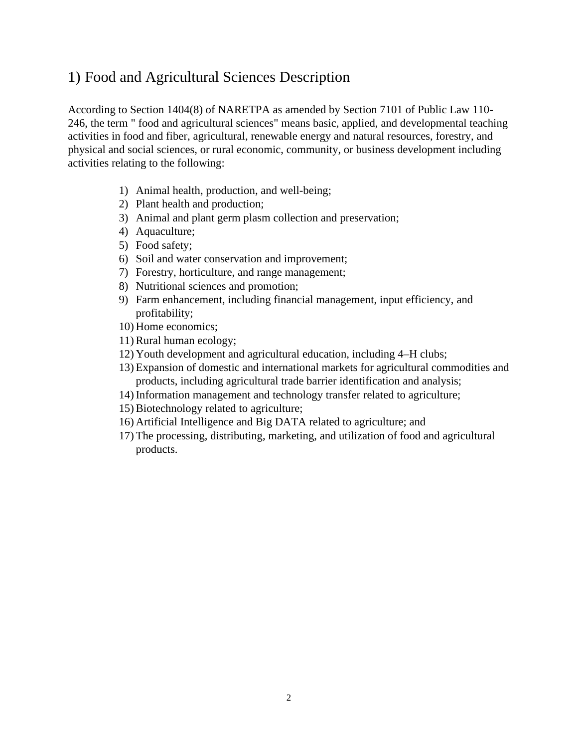# 1) Food and Agricultural Sciences Description

According to Section 1404(8) of NARETPA as amended by Section 7101 of Public Law 110-246, the term " food and agricultural sciences" means basic, applied, and developmental teaching activities in food and fiber, agricultural, renewable energy and natural resources, forestry, and physical and social sciences, or rural economic, community, or business development including activities relating to the following:

1) Animal health, production, and well-being;
2) Plant health and production;
3) Animal and plant germ plasm collection and preservation;
4) Aquaculture;
5) Food safety;
6) Soil and water conservation and improvement;
7) Forestry, horticulture, and range management;
8) Nutritional sciences and promotion;
9) Farm enhancement, including financial management, input efficiency, and profitability;
10) Home economics;
11) Rural human ecology;
12) Youth development and agricultural education, including 4–H clubs;
13) Expansion of domestic and international markets for agricultural commodities and products, including agricultural trade barrier identification and analysis;
14) Information management and technology transfer related to agriculture;
15) Biotechnology related to agriculture;
16) Artificial Intelligence and Big DATA related to agriculture; and
17) The processing, distributing, marketing, and utilization of food and agricultural products.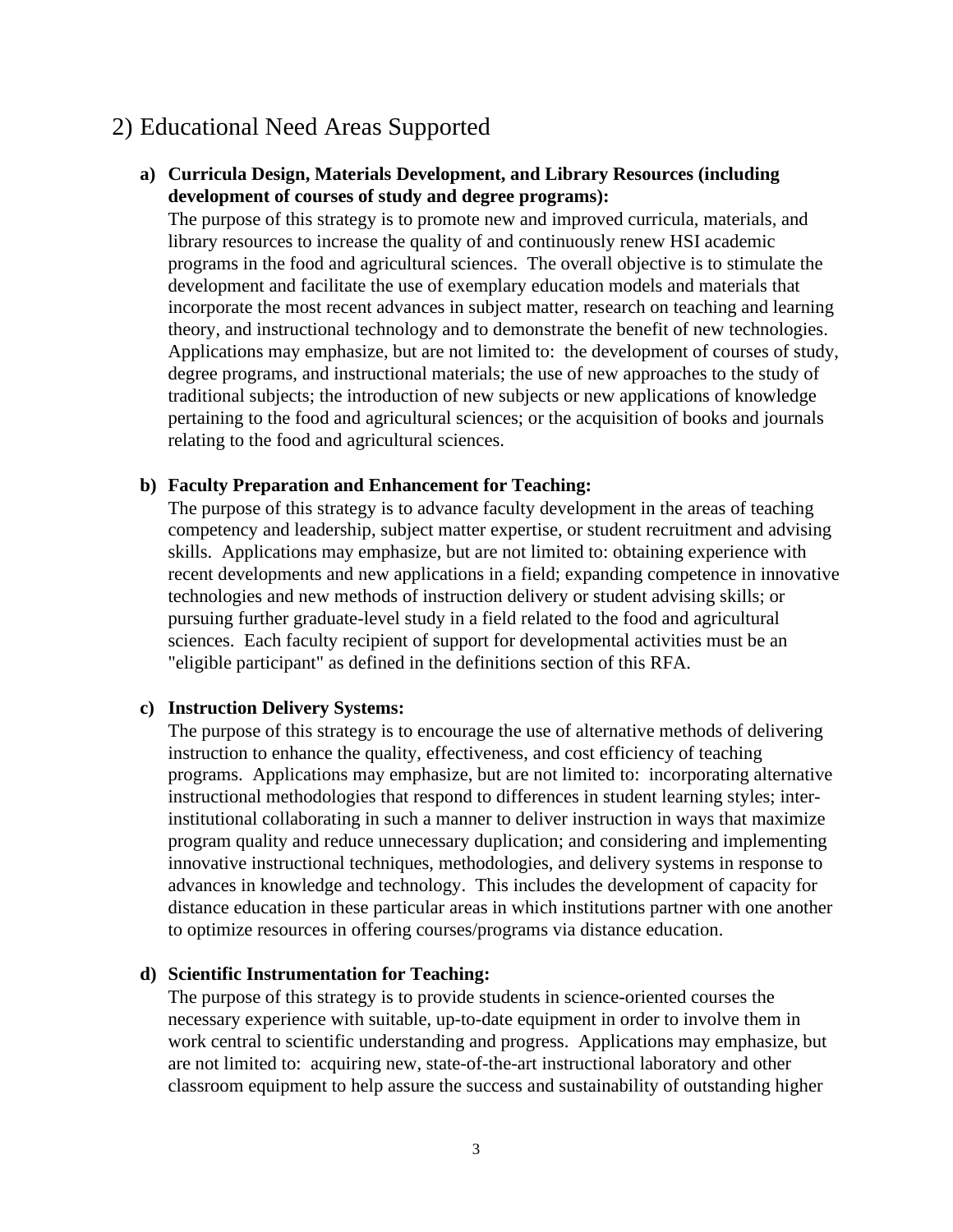## 2) Educational Need Areas Supported

**a) Curricula Design, Materials Development, and Library Resources (including development of courses of study and degree programs):**

The purpose of this strategy is to promote new and improved curricula, materials, and library resources to increase the quality of and continuously renew HSI academic programs in the food and agricultural sciences. The overall objective is to stimulate the development and facilitate the use of exemplary education models and materials that incorporate the most recent advances in subject matter, research on teaching and learning theory, and instructional technology and to demonstrate the benefit of new technologies. Applications may emphasize, but are not limited to: the development of courses of study, degree programs, and instructional materials; the use of new approaches to the study of traditional subjects; the introduction of new subjects or new applications of knowledge pertaining to the food and agricultural sciences; or the acquisition of books and journals relating to the food and agricultural sciences.

**b) Faculty Preparation and Enhancement for Teaching:**

The purpose of this strategy is to advance faculty development in the areas of teaching competency and leadership, subject matter expertise, or student recruitment and advising skills. Applications may emphasize, but are not limited to: obtaining experience with recent developments and new applications in a field; expanding competence in innovative technologies and new methods of instruction delivery or student advising skills; or pursuing further graduate-level study in a field related to the food and agricultural sciences. Each faculty recipient of support for developmental activities must be an "eligible participant" as defined in the definitions section of this RFA.

**c) Instruction Delivery Systems:**

The purpose of this strategy is to encourage the use of alternative methods of delivering instruction to enhance the quality, effectiveness, and cost efficiency of teaching programs. Applications may emphasize, but are not limited to: incorporating alternative instructional methodologies that respond to differences in student learning styles; inter-institutional collaborating in such a manner to deliver instruction in ways that maximize program quality and reduce unnecessary duplication; and considering and implementing innovative instructional techniques, methodologies, and delivery systems in response to advances in knowledge and technology. This includes the development of capacity for distance education in these particular areas in which institutions partner with one another to optimize resources in offering courses/programs via distance education.

**d) Scientific Instrumentation for Teaching:**

The purpose of this strategy is to provide students in science-oriented courses the necessary experience with suitable, up-to-date equipment in order to involve them in work central to scientific understanding and progress. Applications may emphasize, but are not limited to: acquiring new, state-of-the-art instructional laboratory and other classroom equipment to help assure the success and sustainability of outstanding higher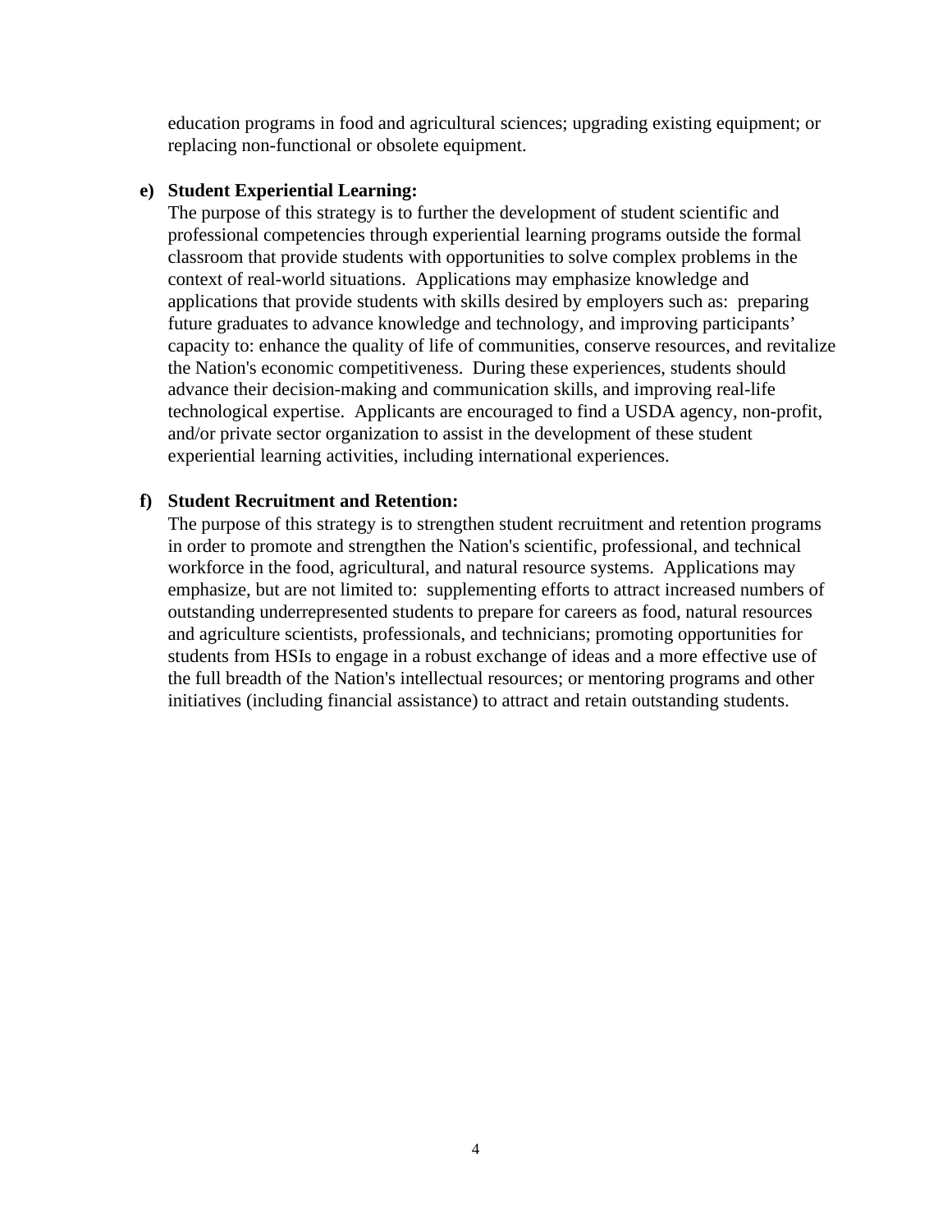education programs in food and agricultural sciences; upgrading existing equipment; or replacing non-functional or obsolete equipment.

**e) Student Experiential Learning:**

The purpose of this strategy is to further the development of student scientific and professional competencies through experiential learning programs outside the formal classroom that provide students with opportunities to solve complex problems in the context of real-world situations. Applications may emphasize knowledge and applications that provide students with skills desired by employers such as: preparing future graduates to advance knowledge and technology, and improving participants' capacity to: enhance the quality of life of communities, conserve resources, and revitalize the Nation's economic competitiveness. During these experiences, students should advance their decision-making and communication skills, and improving real-life technological expertise. Applicants are encouraged to find a USDA agency, non-profit, and/or private sector organization to assist in the development of these student experiential learning activities, including international experiences.

**f) Student Recruitment and Retention:**

The purpose of this strategy is to strengthen student recruitment and retention programs in order to promote and strengthen the Nation's scientific, professional, and technical workforce in the food, agricultural, and natural resource systems. Applications may emphasize, but are not limited to: supplementing efforts to attract increased numbers of outstanding underrepresented students to prepare for careers as food, natural resources and agriculture scientists, professionals, and technicians; promoting opportunities for students from HSIs to engage in a robust exchange of ideas and a more effective use of the full breadth of the Nation's intellectual resources; or mentoring programs and other initiatives (including financial assistance) to attract and retain outstanding students.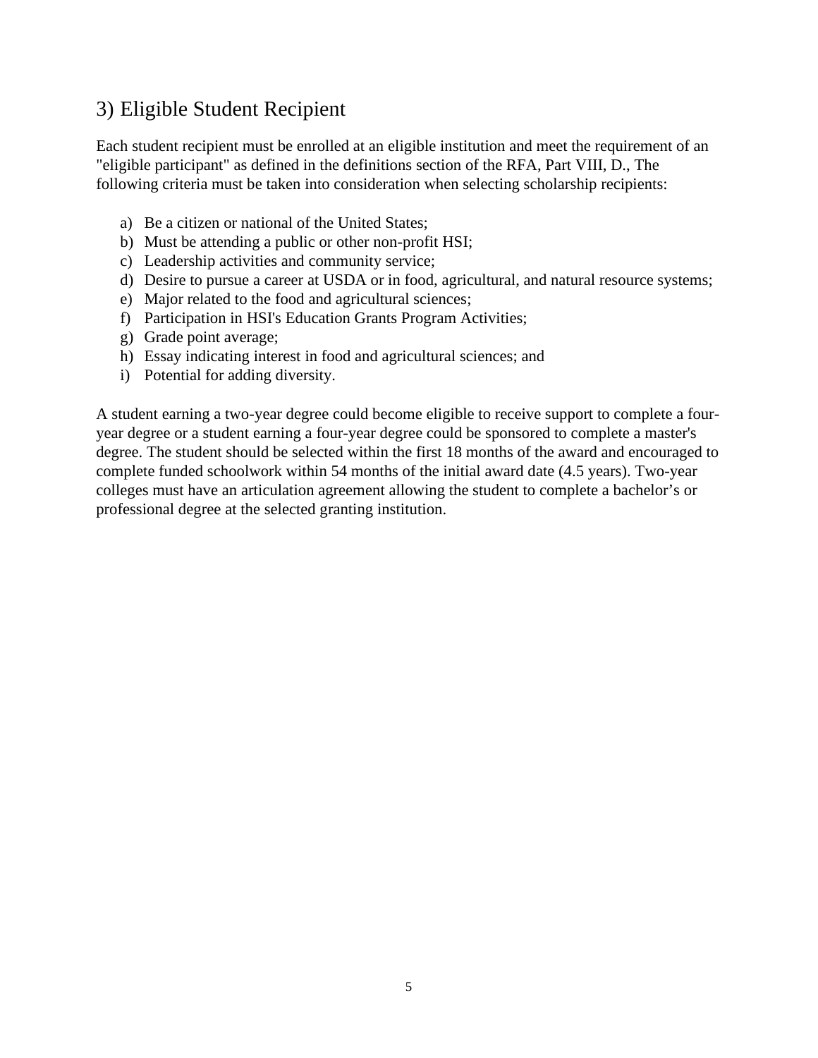## 3) Eligible Student Recipient

Each student recipient must be enrolled at an eligible institution and meet the requirement of an "eligible participant" as defined in the definitions section of the RFA, Part VIII, D., The following criteria must be taken into consideration when selecting scholarship recipients:

a) Be a citizen or national of the United States;
b) Must be attending a public or other non-profit HSI;
c) Leadership activities and community service;
d) Desire to pursue a career at USDA or in food, agricultural, and natural resource systems;
e) Major related to the food and agricultural sciences;
f) Participation in HSI's Education Grants Program Activities;
g) Grade point average;
h) Essay indicating interest in food and agricultural sciences; and
i) Potential for adding diversity.

A student earning a two-year degree could become eligible to receive support to complete a four-year degree or a student earning a four-year degree could be sponsored to complete a master's degree. The student should be selected within the first 18 months of the award and encouraged to complete funded schoolwork within 54 months of the initial award date (4.5 years). Two-year colleges must have an articulation agreement allowing the student to complete a bachelor's or professional degree at the selected granting institution.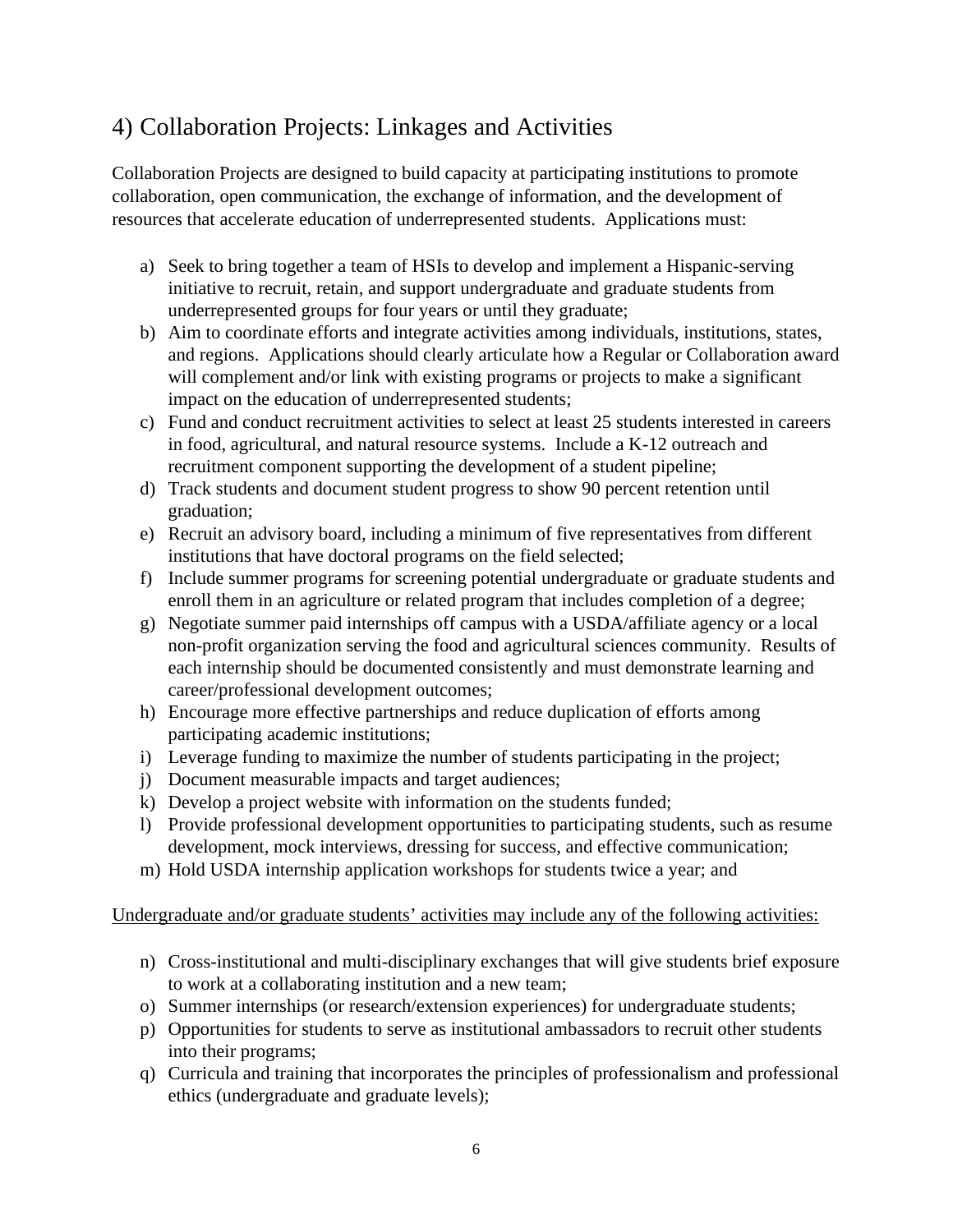## 4) Collaboration Projects: Linkages and Activities

Collaboration Projects are designed to build capacity at participating institutions to promote collaboration, open communication, the exchange of information, and the development of resources that accelerate education of underrepresented students. Applications must:

a) Seek to bring together a team of HSIs to develop and implement a Hispanic-serving initiative to recruit, retain, and support undergraduate and graduate students from underrepresented groups for four years or until they graduate;
b) Aim to coordinate efforts and integrate activities among individuals, institutions, states, and regions. Applications should clearly articulate how a Regular or Collaboration award will complement and/or link with existing programs or projects to make a significant impact on the education of underrepresented students;
c) Fund and conduct recruitment activities to select at least 25 students interested in careers in food, agricultural, and natural resource systems. Include a K-12 outreach and recruitment component supporting the development of a student pipeline;
d) Track students and document student progress to show 90 percent retention until graduation;
e) Recruit an advisory board, including a minimum of five representatives from different institutions that have doctoral programs on the field selected;
f) Include summer programs for screening potential undergraduate or graduate students and enroll them in an agriculture or related program that includes completion of a degree;
g) Negotiate summer paid internships off campus with a USDA/affiliate agency or a local non-profit organization serving the food and agricultural sciences community. Results of each internship should be documented consistently and must demonstrate learning and career/professional development outcomes;
h) Encourage more effective partnerships and reduce duplication of efforts among participating academic institutions;
i) Leverage funding to maximize the number of students participating in the project;
j) Document measurable impacts and target audiences;
k) Develop a project website with information on the students funded;
l) Provide professional development opportunities to participating students, such as resume development, mock interviews, dressing for success, and effective communication;
m) Hold USDA internship application workshops for students twice a year; and

<u>Undergraduate and/or graduate students' activities may include any of the following activities:</u>

n) Cross-institutional and multi-disciplinary exchanges that will give students brief exposure to work at a collaborating institution and a new team;
o) Summer internships (or research/extension experiences) for undergraduate students;
p) Opportunities for students to serve as institutional ambassadors to recruit other students into their programs;
q) Curricula and training that incorporates the principles of professionalism and professional ethics (undergraduate and graduate levels);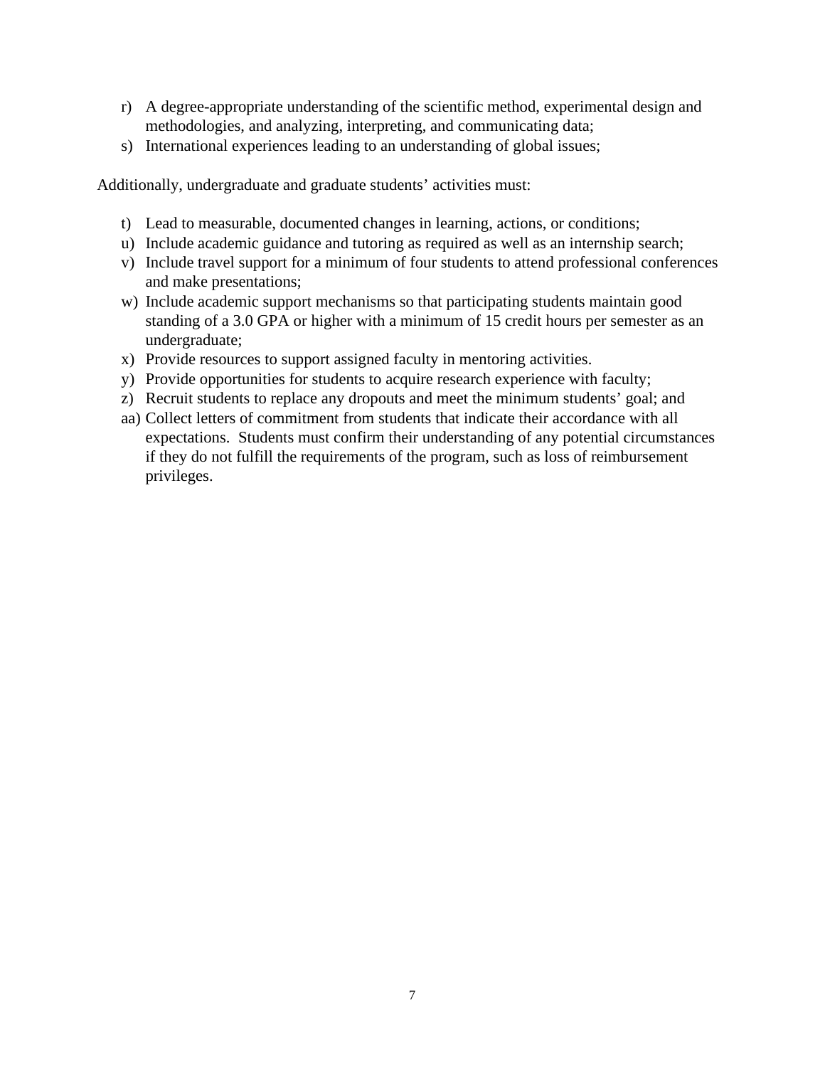r) A degree-appropriate understanding of the scientific method, experimental design and methodologies, and analyzing, interpreting, and communicating data;
s) International experiences leading to an understanding of global issues;

Additionally, undergraduate and graduate students' activities must:

t) Lead to measurable, documented changes in learning, actions, or conditions;
u) Include academic guidance and tutoring as required as well as an internship search;
v) Include travel support for a minimum of four students to attend professional conferences and make presentations;
w) Include academic support mechanisms so that participating students maintain good standing of a 3.0 GPA or higher with a minimum of 15 credit hours per semester as an undergraduate;
x) Provide resources to support assigned faculty in mentoring activities.
y) Provide opportunities for students to acquire research experience with faculty;
z) Recruit students to replace any dropouts and meet the minimum students' goal; and
aa) Collect letters of commitment from students that indicate their accordance with all expectations. Students must confirm their understanding of any potential circumstances if they do not fulfill the requirements of the program, such as loss of reimbursement privileges.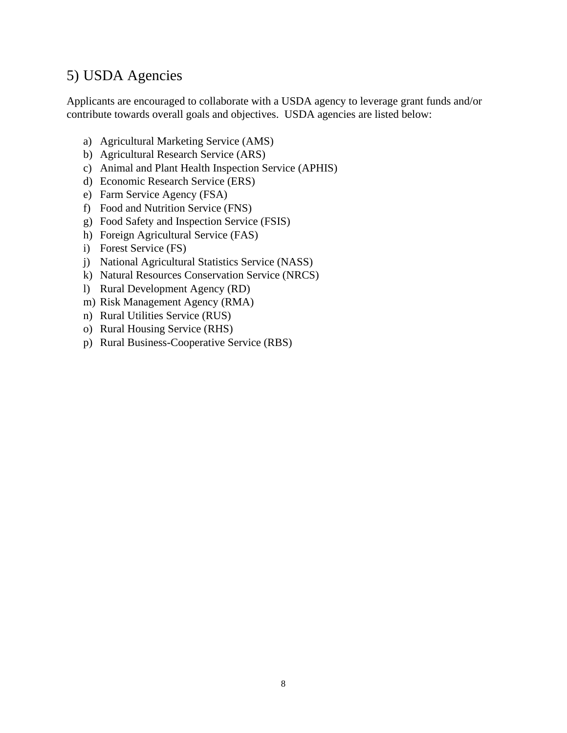## 5) USDA Agencies

Applicants are encouraged to collaborate with a USDA agency to leverage grant funds and/or contribute towards overall goals and objectives. USDA agencies are listed below:

a) Agricultural Marketing Service (AMS)
b) Agricultural Research Service (ARS)
c) Animal and Plant Health Inspection Service (APHIS)
d) Economic Research Service (ERS)
e) Farm Service Agency (FSA)
f) Food and Nutrition Service (FNS)
g) Food Safety and Inspection Service (FSIS)
h) Foreign Agricultural Service (FAS)
i) Forest Service (FS)
j) National Agricultural Statistics Service (NASS)
k) Natural Resources Conservation Service (NRCS)
l) Rural Development Agency (RD)
m) Risk Management Agency (RMA)
n) Rural Utilities Service (RUS)
o) Rural Housing Service (RHS)
p) Rural Business-Cooperative Service (RBS)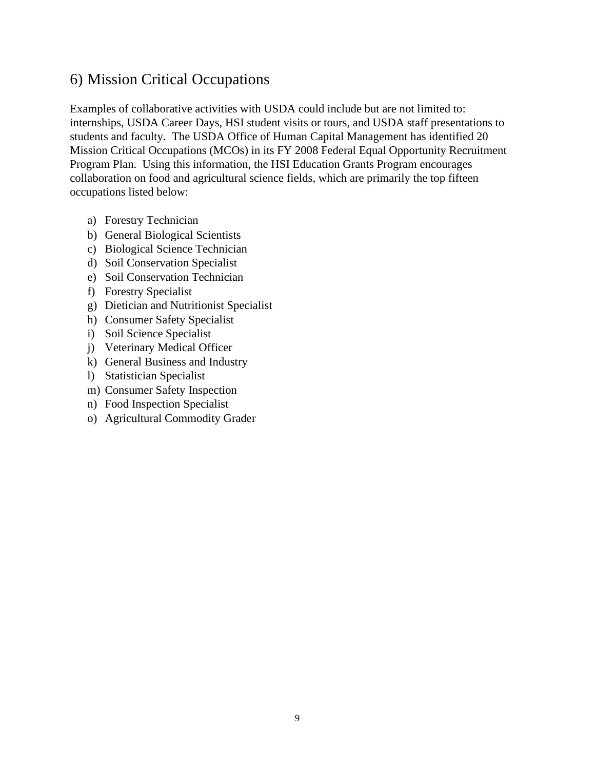## 6) Mission Critical Occupations

Examples of collaborative activities with USDA could include but are not limited to: internships, USDA Career Days, HSI student visits or tours, and USDA staff presentations to students and faculty. The USDA Office of Human Capital Management has identified 20 Mission Critical Occupations (MCOs) in its FY 2008 Federal Equal Opportunity Recruitment Program Plan. Using this information, the HSI Education Grants Program encourages collaboration on food and agricultural science fields, which are primarily the top fifteen occupations listed below:

a) Forestry Technician
b) General Biological Scientists
c) Biological Science Technician
d) Soil Conservation Specialist
e) Soil Conservation Technician
f) Forestry Specialist
g) Dietician and Nutritionist Specialist
h) Consumer Safety Specialist
i) Soil Science Specialist
j) Veterinary Medical Officer
k) General Business and Industry
l) Statistician Specialist
m) Consumer Safety Inspection
n) Food Inspection Specialist
o) Agricultural Commodity Grader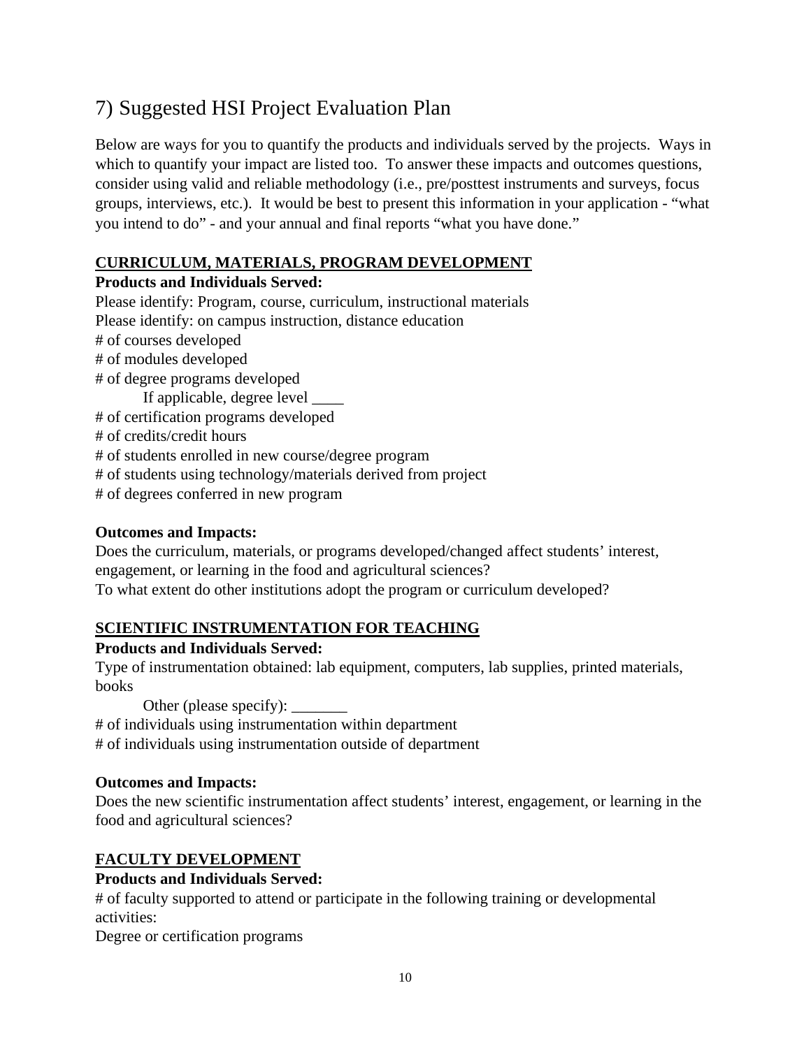## 7) Suggested HSI Project Evaluation Plan

Below are ways for you to quantify the products and individuals served by the projects. Ways in which to quantify your impact are listed too. To answer these impacts and outcomes questions, consider using valid and reliable methodology (i.e., pre/posttest instruments and surveys, focus groups, interviews, etc.). It would be best to present this information in your application - "what you intend to do" - and your annual and final reports "what you have done."

### CURRICULUM, MATERIALS, PROGRAM DEVELOPMENT

**Products and Individuals Served:**

Please identify: Program, course, curriculum, instructional materials
Please identify: on campus instruction, distance education
# of courses developed
# of modules developed
# of degree programs developed
    If applicable, degree level ____
# of certification programs developed
# of credits/credit hours
# of students enrolled in new course/degree program
# of students using technology/materials derived from project
# of degrees conferred in new program

**Outcomes and Impacts:**

Does the curriculum, materials, or programs developed/changed affect students' interest, engagement, or learning in the food and agricultural sciences?
To what extent do other institutions adopt the program or curriculum developed?

### SCIENTIFIC INSTRUMENTATION FOR TEACHING

**Products and Individuals Served:**

Type of instrumentation obtained: lab equipment, computers, lab supplies, printed materials, books
    Other (please specify): _______
# of individuals using instrumentation within department
# of individuals using instrumentation outside of department

**Outcomes and Impacts:**

Does the new scientific instrumentation affect students' interest, engagement, or learning in the food and agricultural sciences?

### FACULTY DEVELOPMENT

**Products and Individuals Served:**

# of faculty supported to attend or participate in the following training or developmental activities:
Degree or certification programs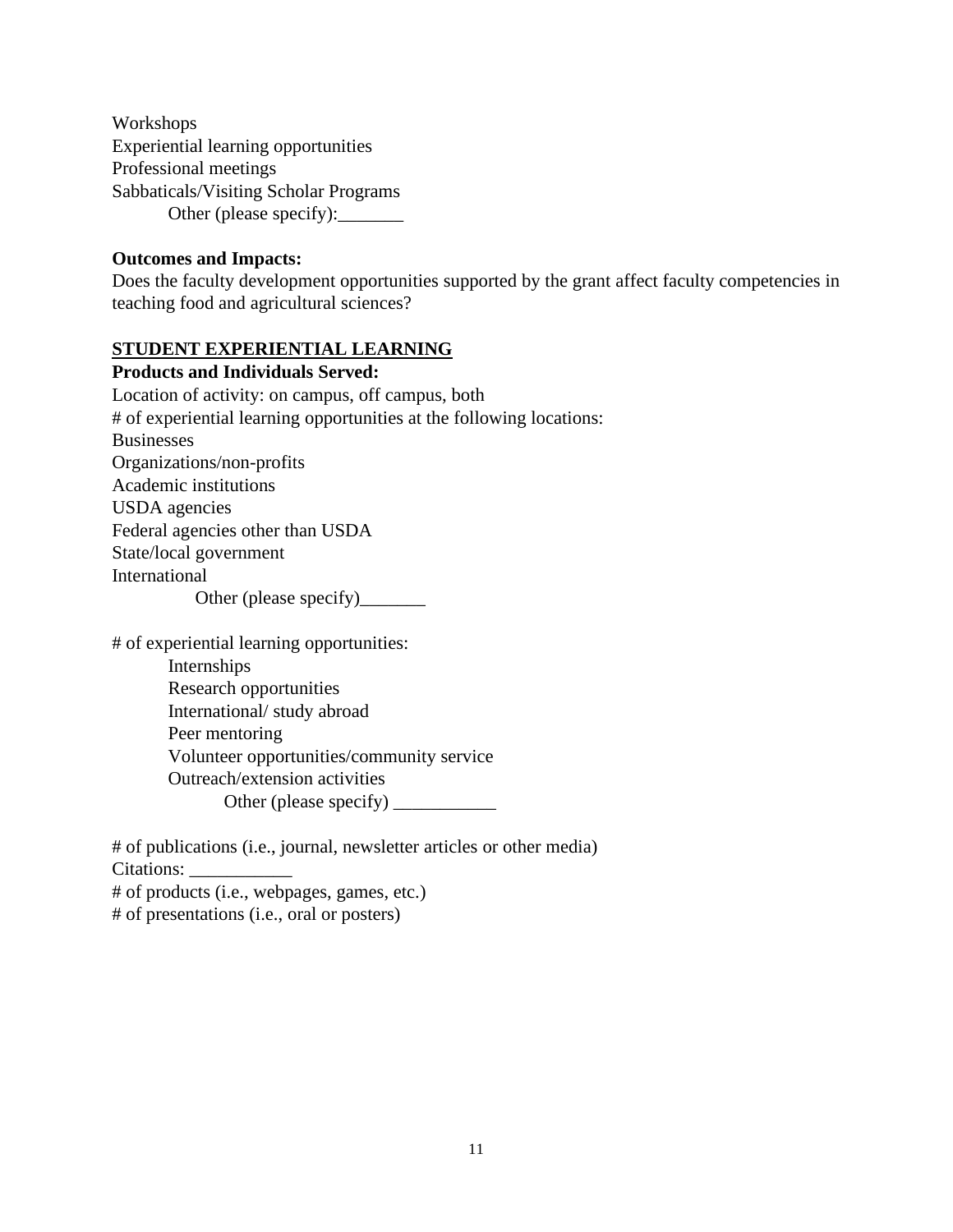Workshops
Experiential learning opportunities
Professional meetings
Sabbaticals/Visiting Scholar Programs
    Other (please specify):_______

**Outcomes and Impacts:**
Does the faculty development opportunities supported by the grant affect faculty competencies in teaching food and agricultural sciences?

**<u>STUDENT EXPERIENTIAL LEARNING</u>**
**Products and Individuals Served:**
Location of activity: on campus, off campus, both
# of experiential learning opportunities at the following locations:
Businesses
Organizations/non-profits
Academic institutions
USDA agencies
Federal agencies other than USDA
State/local government
International
    Other (please specify)_______

# of experiential learning opportunities:
- Internships
- Research opportunities
- International/ study abroad
- Peer mentoring
- Volunteer opportunities/community service
- Outreach/extension activities
    - Other (please specify) ___________

# of publications (i.e., journal, newsletter articles or other media)
Citations: ___________
# of products (i.e., webpages, games, etc.)
# of presentations (i.e., oral or posters)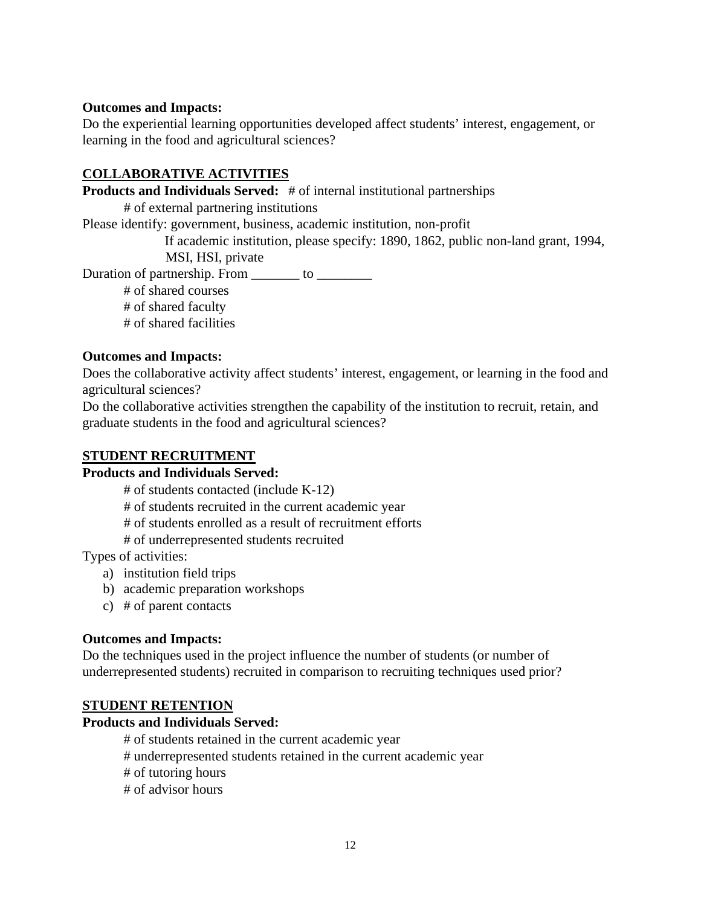**Outcomes and Impacts:**

Do the experiential learning opportunities developed affect students' interest, engagement, or learning in the food and agricultural sciences?

**COLLABORATIVE ACTIVITIES**

**Products and Individuals Served:** # of internal institutional partnerships

# of external partnering institutions

Please identify: government, business, academic institution, non-profit

If academic institution, please specify: 1890, 1862, public non-land grant, 1994, MSI, HSI, private

Duration of partnership. From _______ to ________

# of shared courses

# of shared faculty

# of shared facilities

**Outcomes and Impacts:**

Does the collaborative activity affect students' interest, engagement, or learning in the food and agricultural sciences?

Do the collaborative activities strengthen the capability of the institution to recruit, retain, and graduate students in the food and agricultural sciences?

**STUDENT RECRUITMENT**

**Products and Individuals Served:**

# of students contacted (include K-12)

# of students recruited in the current academic year

# of students enrolled as a result of recruitment efforts

# of underrepresented students recruited

Types of activities:

a) institution field trips
b) academic preparation workshops
c) # of parent contacts

**Outcomes and Impacts:**

Do the techniques used in the project influence the number of students (or number of underrepresented students) recruited in comparison to recruiting techniques used prior?

**STUDENT RETENTION**

**Products and Individuals Served:**

# of students retained in the current academic year

# underrepresented students retained in the current academic year

# of tutoring hours

# of advisor hours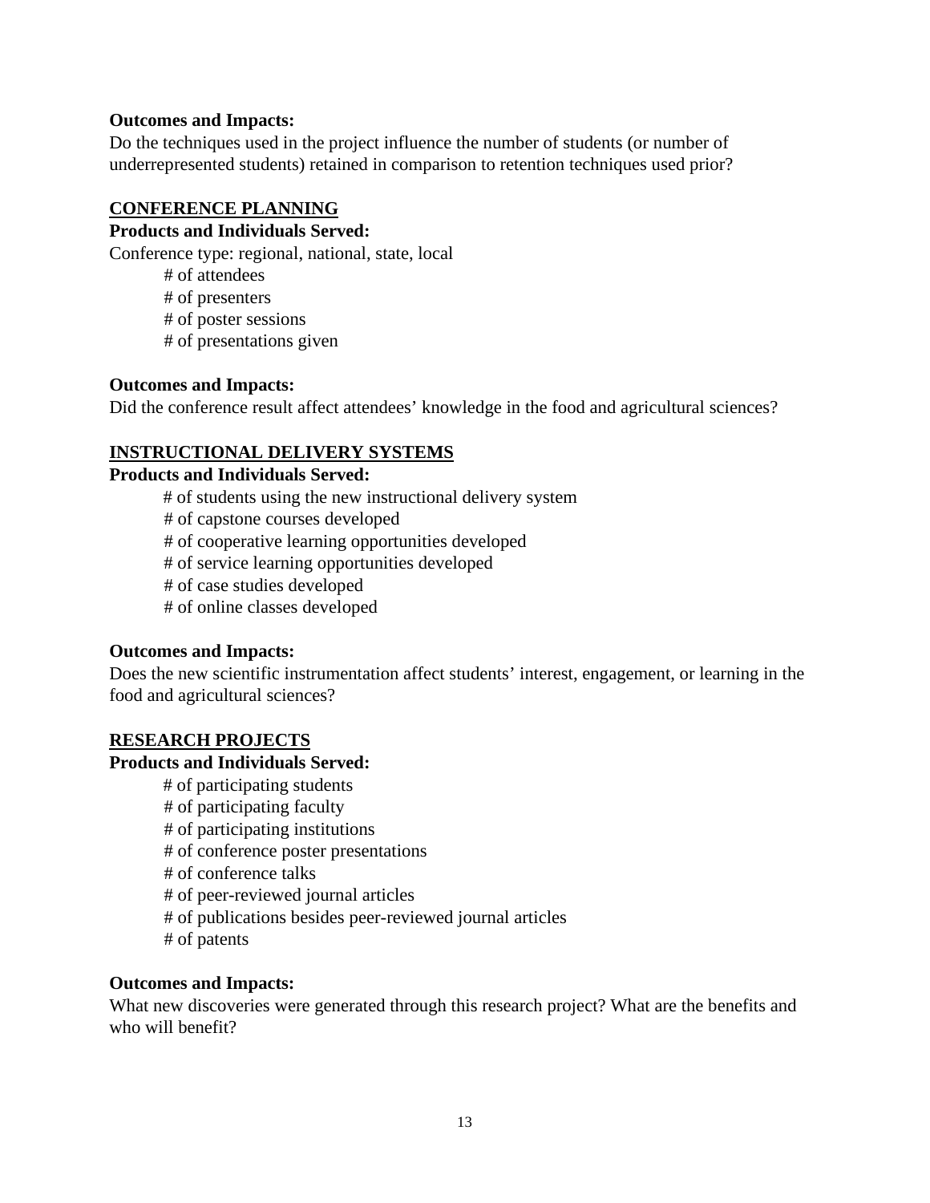**Outcomes and Impacts:**

Do the techniques used in the project influence the number of students (or number of underrepresented students) retained in comparison to retention techniques used prior?

## CONFERENCE PLANNING

**Products and Individuals Served:**

Conference type: regional, national, state, local

- # of attendees
- # of presenters
- # of poster sessions
- # of presentations given

**Outcomes and Impacts:**

Did the conference result affect attendees' knowledge in the food and agricultural sciences?

## INSTRUCTIONAL DELIVERY SYSTEMS

**Products and Individuals Served:**

- # of students using the new instructional delivery system
- # of capstone courses developed
- # of cooperative learning opportunities developed
- # of service learning opportunities developed
- # of case studies developed
- # of online classes developed

**Outcomes and Impacts:**

Does the new scientific instrumentation affect students' interest, engagement, or learning in the food and agricultural sciences?

## RESEARCH PROJECTS

**Products and Individuals Served:**

- # of participating students
- # of participating faculty
- # of participating institutions
- # of conference poster presentations
- # of conference talks
- # of peer-reviewed journal articles
- # of publications besides peer-reviewed journal articles
- # of patents

**Outcomes and Impacts:**

What new discoveries were generated through this research project? What are the benefits and who will benefit?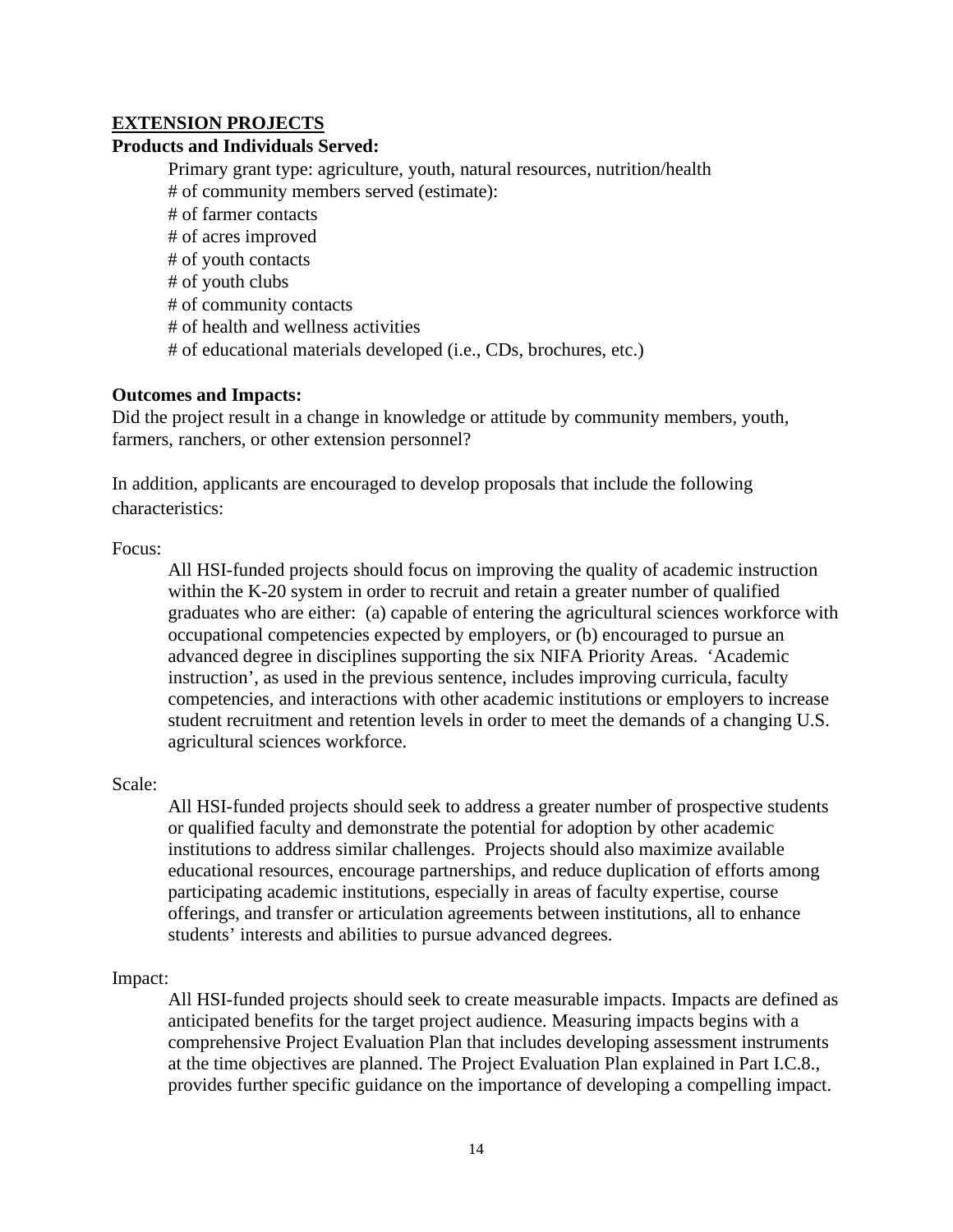## EXTENSION PROJECTS

**Products and Individuals Served:**

Primary grant type: agriculture, youth, natural resources, nutrition/health
# of community members served (estimate):
# of farmer contacts
# of acres improved
# of youth contacts
# of youth clubs
# of community contacts
# of health and wellness activities
# of educational materials developed (i.e., CDs, brochures, etc.)

**Outcomes and Impacts:**

Did the project result in a change in knowledge or attitude by community members, youth, farmers, ranchers, or other extension personnel?

In addition, applicants are encouraged to develop proposals that include the following characteristics:

Focus:

All HSI-funded projects should focus on improving the quality of academic instruction within the K-20 system in order to recruit and retain a greater number of qualified graduates who are either: (a) capable of entering the agricultural sciences workforce with occupational competencies expected by employers, or (b) encouraged to pursue an advanced degree in disciplines supporting the six NIFA Priority Areas. 'Academic instruction', as used in the previous sentence, includes improving curricula, faculty competencies, and interactions with other academic institutions or employers to increase student recruitment and retention levels in order to meet the demands of a changing U.S. agricultural sciences workforce.

Scale:

All HSI-funded projects should seek to address a greater number of prospective students or qualified faculty and demonstrate the potential for adoption by other academic institutions to address similar challenges. Projects should also maximize available educational resources, encourage partnerships, and reduce duplication of efforts among participating academic institutions, especially in areas of faculty expertise, course offerings, and transfer or articulation agreements between institutions, all to enhance students' interests and abilities to pursue advanced degrees.

Impact:

All HSI-funded projects should seek to create measurable impacts. Impacts are defined as anticipated benefits for the target project audience. Measuring impacts begins with a comprehensive Project Evaluation Plan that includes developing assessment instruments at the time objectives are planned. The Project Evaluation Plan explained in Part I.C.8., provides further specific guidance on the importance of developing a compelling impact.